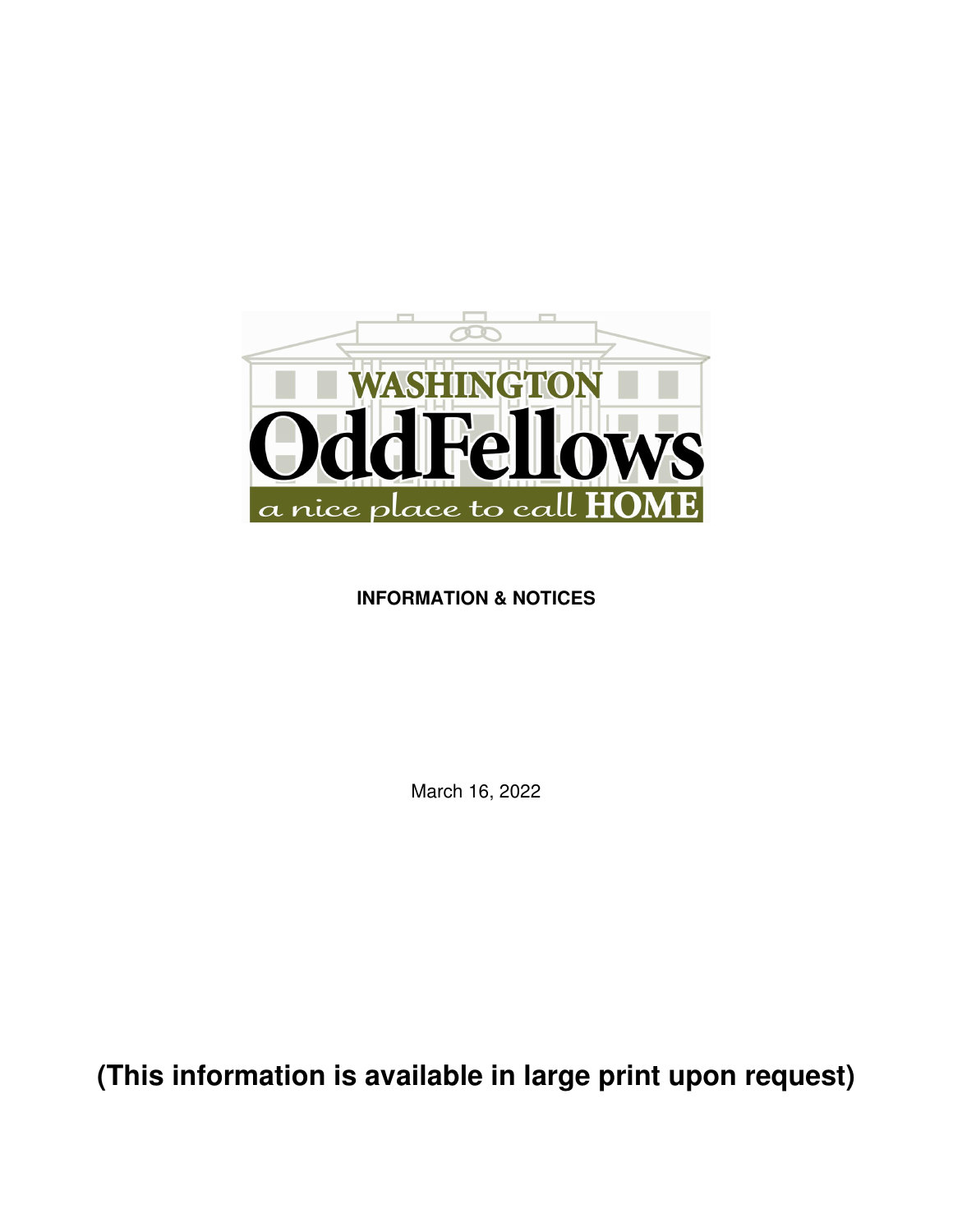WASHINGTON

OddFellows

a nice place to call HOME

**INFORMATION & NOTICES**

March 16, 2022

**(This information is available in large print upon request)**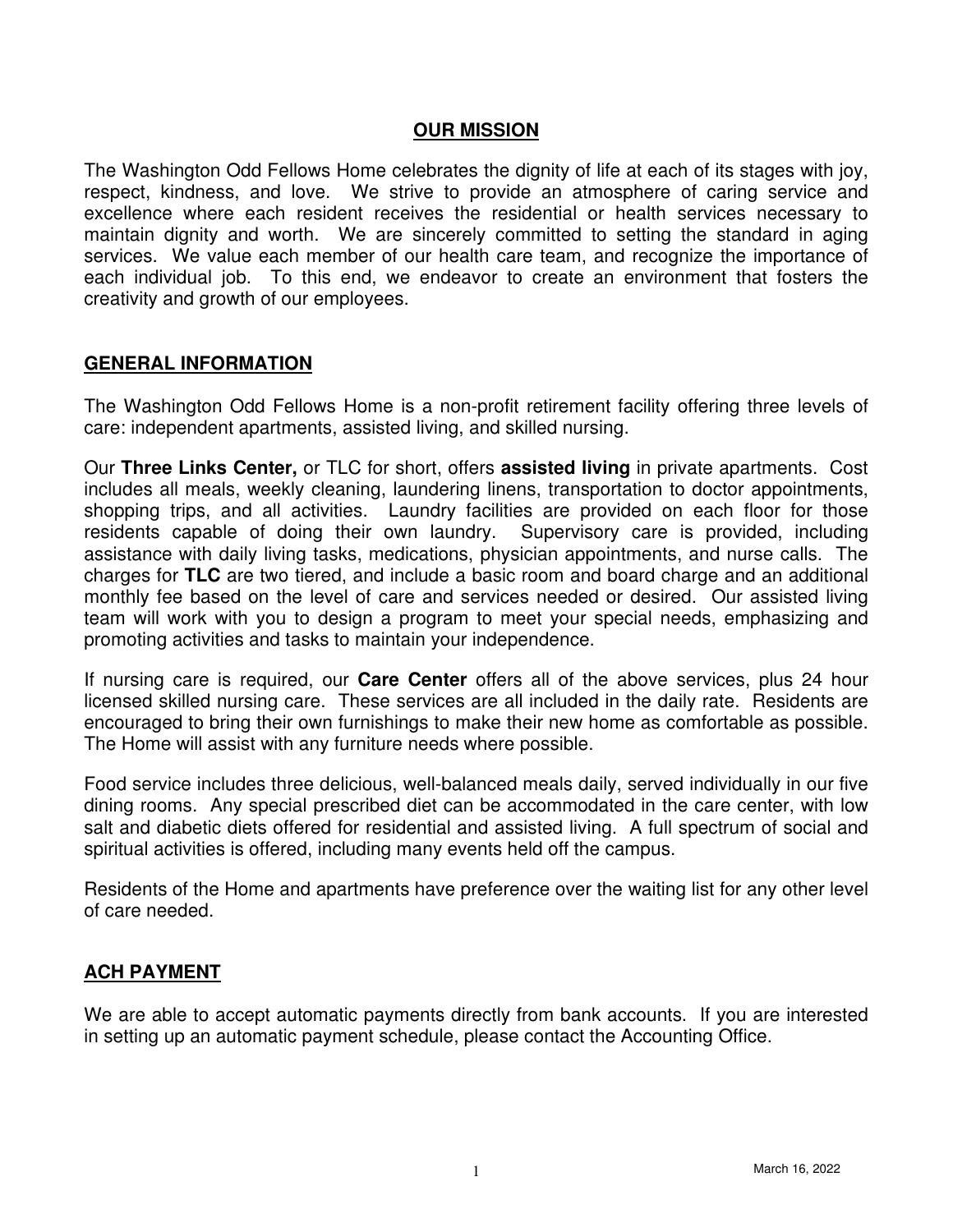## OUR MISSION

The Washington Odd Fellows Home celebrates the dignity of life at each of its stages with joy, respect, kindness, and love. We strive to provide an atmosphere of caring service and excellence where each resident receives the residential or health services necessary to maintain dignity and worth. We are sincerely committed to setting the standard in aging services. We value each member of our health care team, and recognize the importance of each individual job. To this end, we endeavor to create an environment that fosters the creativity and growth of our employees.

## GENERAL INFORMATION

The Washington Odd Fellows Home is a non-profit retirement facility offering three levels of care: independent apartments, assisted living, and skilled nursing.

Our **Three Links Center,** or TLC for short, offers **assisted living** in private apartments. Cost includes all meals, weekly cleaning, laundering linens, transportation to doctor appointments, shopping trips, and all activities. Laundry facilities are provided on each floor for those residents capable of doing their own laundry. Supervisory care is provided, including assistance with daily living tasks, medications, physician appointments, and nurse calls. The charges for **TLC** are two tiered, and include a basic room and board charge and an additional monthly fee based on the level of care and services needed or desired. Our assisted living team will work with you to design a program to meet your special needs, emphasizing and promoting activities and tasks to maintain your independence.

If nursing care is required, our **Care Center** offers all of the above services, plus 24 hour licensed skilled nursing care. These services are all included in the daily rate. Residents are encouraged to bring their own furnishings to make their new home as comfortable as possible. The Home will assist with any furniture needs where possible.

Food service includes three delicious, well-balanced meals daily, served individually in our five dining rooms. Any special prescribed diet can be accommodated in the care center, with low salt and diabetic diets offered for residential and assisted living. A full spectrum of social and spiritual activities is offered, including many events held off the campus.

Residents of the Home and apartments have preference over the waiting list for any other level of care needed.

## ACH PAYMENT

We are able to accept automatic payments directly from bank accounts. If you are interested in setting up an automatic payment schedule, please contact the Accounting Office.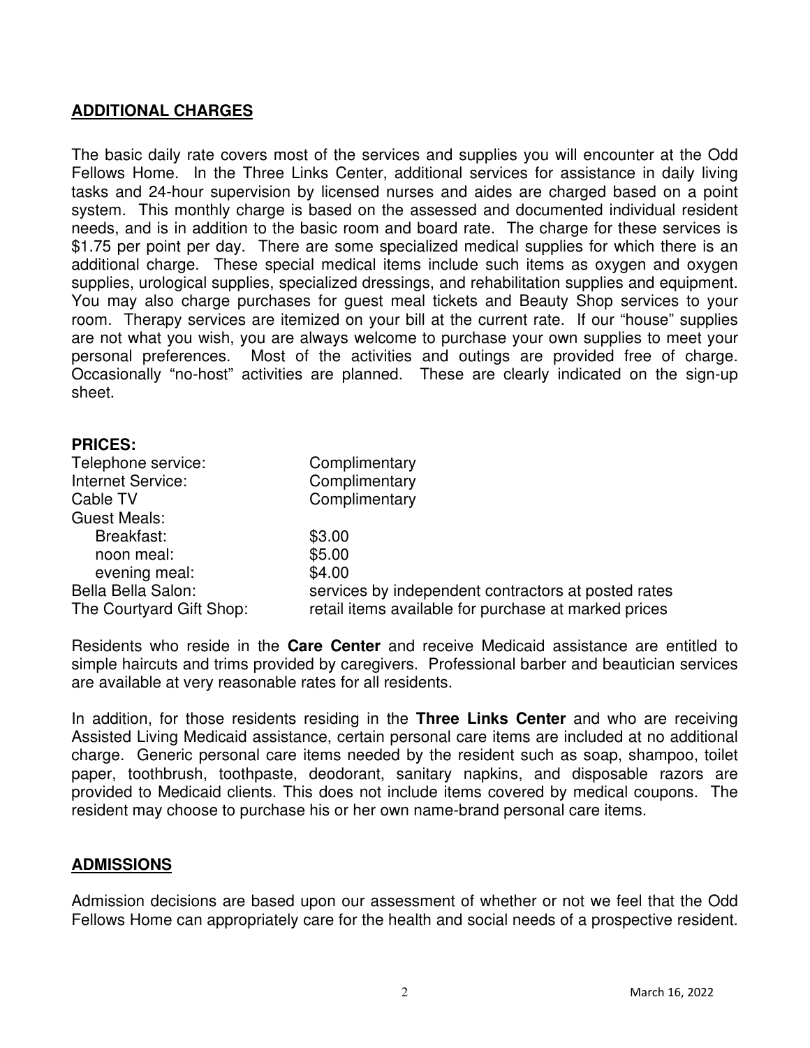## ADDITIONAL CHARGES

The basic daily rate covers most of the services and supplies you will encounter at the Odd Fellows Home. In the Three Links Center, additional services for assistance in daily living tasks and 24-hour supervision by licensed nurses and aides are charged based on a point system. This monthly charge is based on the assessed and documented individual resident needs, and is in addition to the basic room and board rate. The charge for these services is $1.75 per point per day. There are some specialized medical supplies for which there is an additional charge. These special medical items include such items as oxygen and oxygen supplies, urological supplies, specialized dressings, and rehabilitation supplies and equipment. You may also charge purchases for guest meal tickets and Beauty Shop services to your room. Therapy services are itemized on your bill at the current rate. If our "house" supplies are not what you wish, you are always welcome to purchase your own supplies to meet your personal preferences. Most of the activities and outings are provided free of charge. Occasionally "no-host" activities are planned. These are clearly indicated on the sign-up sheet.

**PRICES:**

| | |
|---|---|
| Telephone service: | Complimentary |
| Internet Service: | Complimentary |
| Cable TV | Complimentary |
| Guest Meals: | |
| Breakfast: | $3.00 |
| noon meal: | $5.00 |
| evening meal: | $4.00 |
| Bella Bella Salon: | services by independent contractors at posted rates |
| The Courtyard Gift Shop: | retail items available for purchase at marked prices |

Residents who reside in the **Care Center** and receive Medicaid assistance are entitled to simple haircuts and trims provided by caregivers. Professional barber and beautician services are available at very reasonable rates for all residents.

In addition, for those residents residing in the **Three Links Center** and who are receiving Assisted Living Medicaid assistance, certain personal care items are included at no additional charge. Generic personal care items needed by the resident such as soap, shampoo, toilet paper, toothbrush, toothpaste, deodorant, sanitary napkins, and disposable razors are provided to Medicaid clients. This does not include items covered by medical coupons. The resident may choose to purchase his or her own name-brand personal care items.

## ADMISSIONS

Admission decisions are based upon our assessment of whether or not we feel that the Odd Fellows Home can appropriately care for the health and social needs of a prospective resident.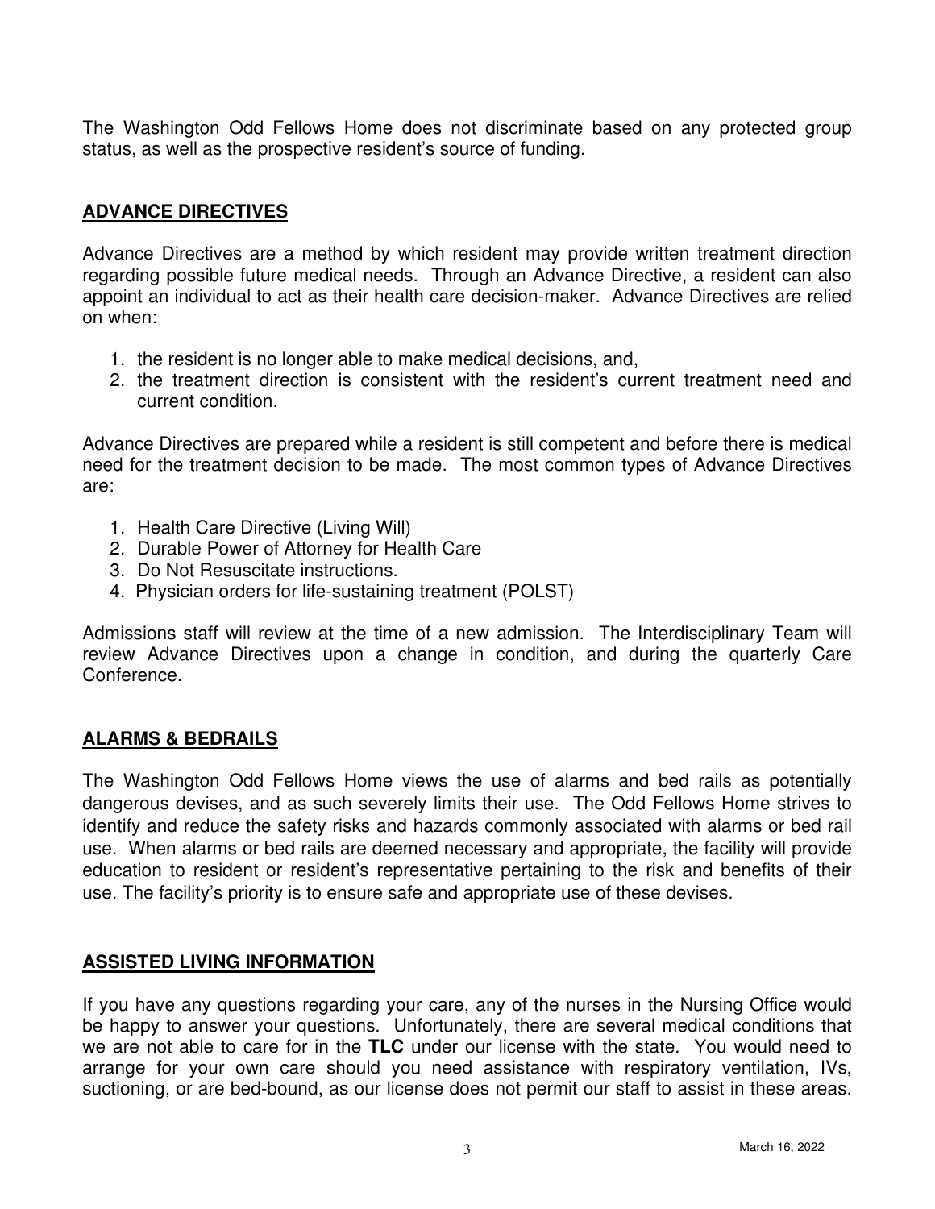The Washington Odd Fellows Home does not discriminate based on any protected group status, as well as the prospective resident's source of funding.

## ADVANCE DIRECTIVES

Advance Directives are a method by which resident may provide written treatment direction regarding possible future medical needs. Through an Advance Directive, a resident can also appoint an individual to act as their health care decision-maker. Advance Directives are relied on when:

1. the resident is no longer able to make medical decisions, and,
2. the treatment direction is consistent with the resident's current treatment need and current condition.

Advance Directives are prepared while a resident is still competent and before there is medical need for the treatment decision to be made. The most common types of Advance Directives are:

1. Health Care Directive (Living Will)
2. Durable Power of Attorney for Health Care
3. Do Not Resuscitate instructions.
4. Physician orders for life-sustaining treatment (POLST)

Admissions staff will review at the time of a new admission. The Interdisciplinary Team will review Advance Directives upon a change in condition, and during the quarterly Care Conference.

## ALARMS & BEDRAILS

The Washington Odd Fellows Home views the use of alarms and bed rails as potentially dangerous devises, and as such severely limits their use. The Odd Fellows Home strives to identify and reduce the safety risks and hazards commonly associated with alarms or bed rail use. When alarms or bed rails are deemed necessary and appropriate, the facility will provide education to resident or resident's representative pertaining to the risk and benefits of their use. The facility's priority is to ensure safe and appropriate use of these devises.

## ASSISTED LIVING INFORMATION

If you have any questions regarding your care, any of the nurses in the Nursing Office would be happy to answer your questions. Unfortunately, there are several medical conditions that we are not able to care for in the **TLC** under our license with the state. You would need to arrange for your own care should you need assistance with respiratory ventilation, IVs, suctioning, or are bed-bound, as our license does not permit our staff to assist in these areas.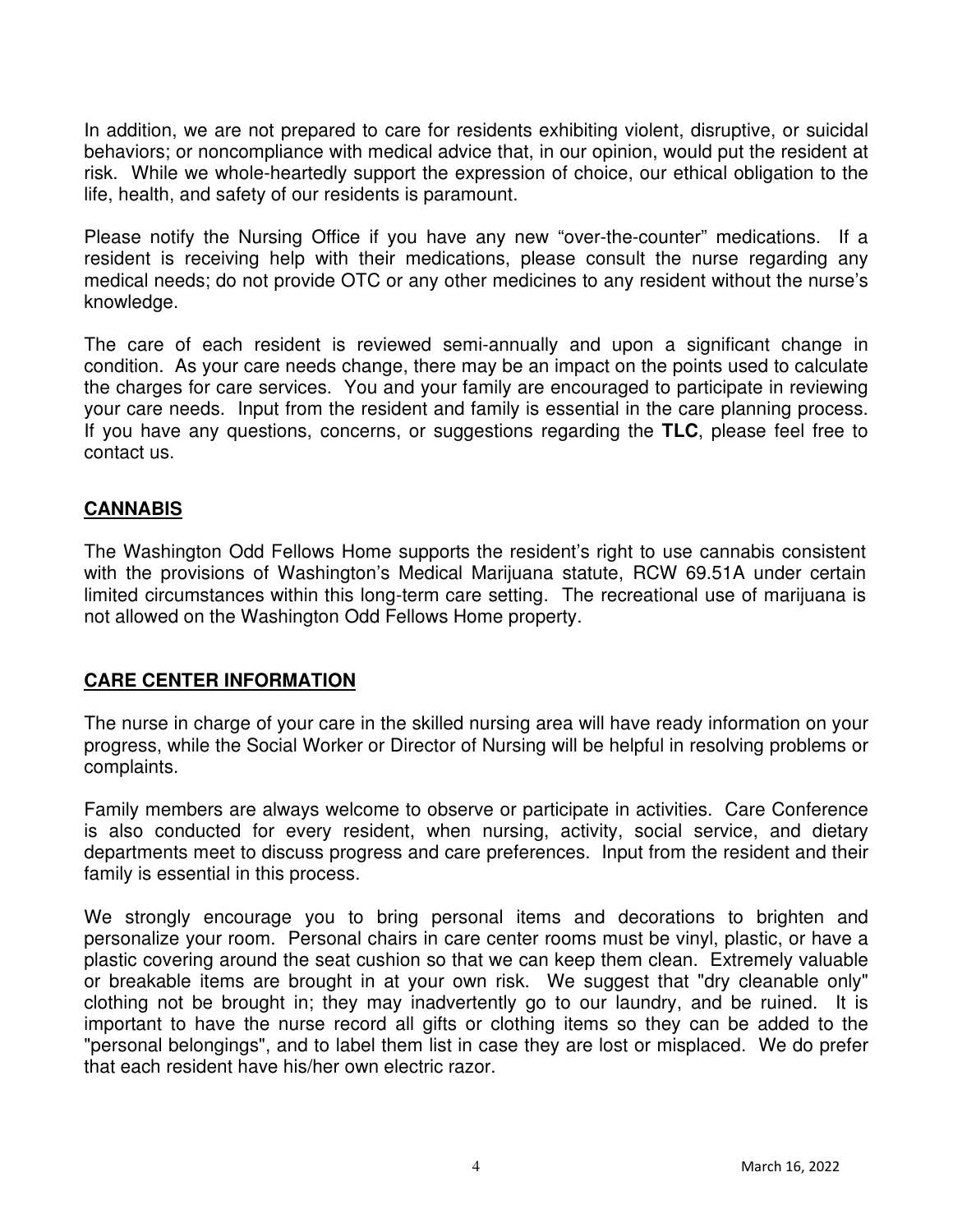In addition, we are not prepared to care for residents exhibiting violent, disruptive, or suicidal behaviors; or noncompliance with medical advice that, in our opinion, would put the resident at risk. While we whole-heartedly support the expression of choice, our ethical obligation to the life, health, and safety of our residents is paramount.

Please notify the Nursing Office if you have any new "over-the-counter" medications. If a resident is receiving help with their medications, please consult the nurse regarding any medical needs; do not provide OTC or any other medicines to any resident without the nurse's knowledge.

The care of each resident is reviewed semi-annually and upon a significant change in condition. As your care needs change, there may be an impact on the points used to calculate the charges for care services. You and your family are encouraged to participate in reviewing your care needs. Input from the resident and family is essential in the care planning process. If you have any questions, concerns, or suggestions regarding the **TLC**, please feel free to contact us.

## CANNABIS

The Washington Odd Fellows Home supports the resident's right to use cannabis consistent with the provisions of Washington's Medical Marijuana statute, RCW 69.51A under certain limited circumstances within this long-term care setting. The recreational use of marijuana is not allowed on the Washington Odd Fellows Home property.

## CARE CENTER INFORMATION

The nurse in charge of your care in the skilled nursing area will have ready information on your progress, while the Social Worker or Director of Nursing will be helpful in resolving problems or complaints.

Family members are always welcome to observe or participate in activities. Care Conference is also conducted for every resident, when nursing, activity, social service, and dietary departments meet to discuss progress and care preferences. Input from the resident and their family is essential in this process.

We strongly encourage you to bring personal items and decorations to brighten and personalize your room. Personal chairs in care center rooms must be vinyl, plastic, or have a plastic covering around the seat cushion so that we can keep them clean. Extremely valuable or breakable items are brought in at your own risk. We suggest that "dry cleanable only" clothing not be brought in; they may inadvertently go to our laundry, and be ruined. It is important to have the nurse record all gifts or clothing items so they can be added to the "personal belongings", and to label them list in case they are lost or misplaced. We do prefer that each resident have his/her own electric razor.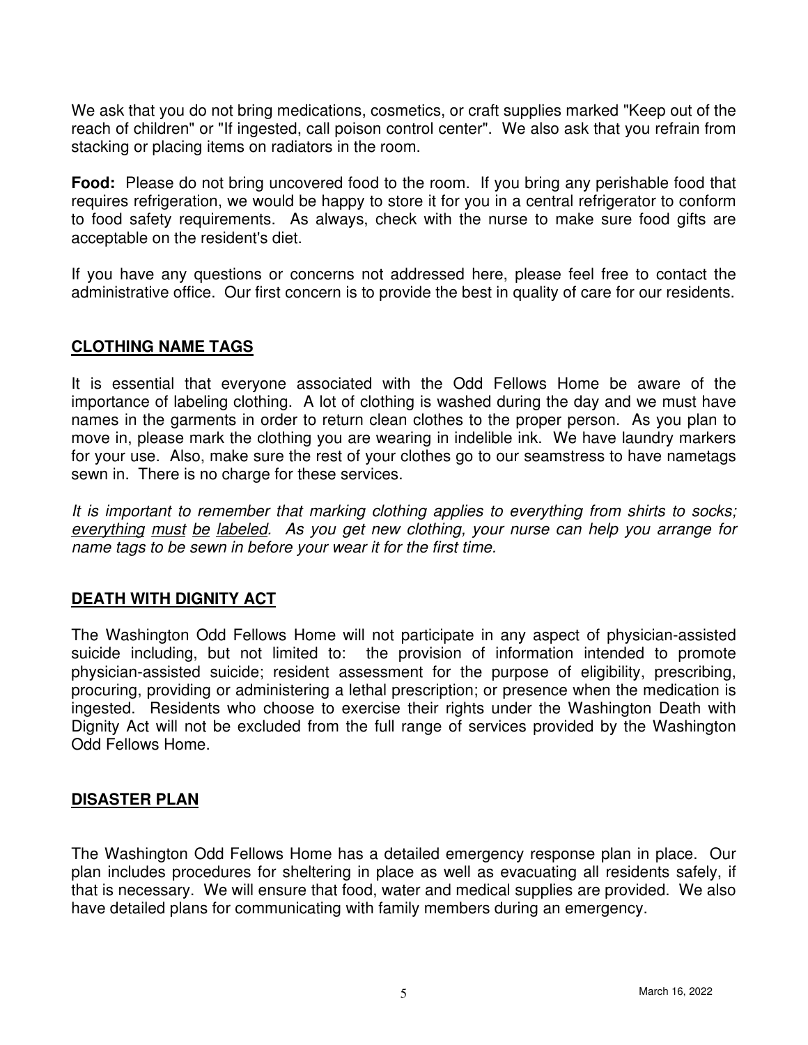We ask that you do not bring medications, cosmetics, or craft supplies marked "Keep out of the reach of children" or "If ingested, call poison control center". We also ask that you refrain from stacking or placing items on radiators in the room.

**Food:** Please do not bring uncovered food to the room. If you bring any perishable food that requires refrigeration, we would be happy to store it for you in a central refrigerator to conform to food safety requirements. As always, check with the nurse to make sure food gifts are acceptable on the resident's diet.

If you have any questions or concerns not addressed here, please feel free to contact the administrative office. Our first concern is to provide the best in quality of care for our residents.

## CLOTHING NAME TAGS

It is essential that everyone associated with the Odd Fellows Home be aware of the importance of labeling clothing. A lot of clothing is washed during the day and we must have names in the garments in order to return clean clothes to the proper person. As you plan to move in, please mark the clothing you are wearing in indelible ink. We have laundry markers for your use. Also, make sure the rest of your clothes go to our seamstress to have nametags sewn in. There is no charge for these services.

*It is important to remember that marking clothing applies to everything from shirts to socks; <u>everything</u> <u>must</u> <u>be</u> <u>labeled</u>. As you get new clothing, your nurse can help you arrange for name tags to be sewn in before your wear it for the first time.*

## DEATH WITH DIGNITY ACT

The Washington Odd Fellows Home will not participate in any aspect of physician-assisted suicide including, but not limited to: the provision of information intended to promote physician-assisted suicide; resident assessment for the purpose of eligibility, prescribing, procuring, providing or administering a lethal prescription; or presence when the medication is ingested. Residents who choose to exercise their rights under the Washington Death with Dignity Act will not be excluded from the full range of services provided by the Washington Odd Fellows Home.

## DISASTER PLAN

The Washington Odd Fellows Home has a detailed emergency response plan in place. Our plan includes procedures for sheltering in place as well as evacuating all residents safely, if that is necessary. We will ensure that food, water and medical supplies are provided. We also have detailed plans for communicating with family members during an emergency.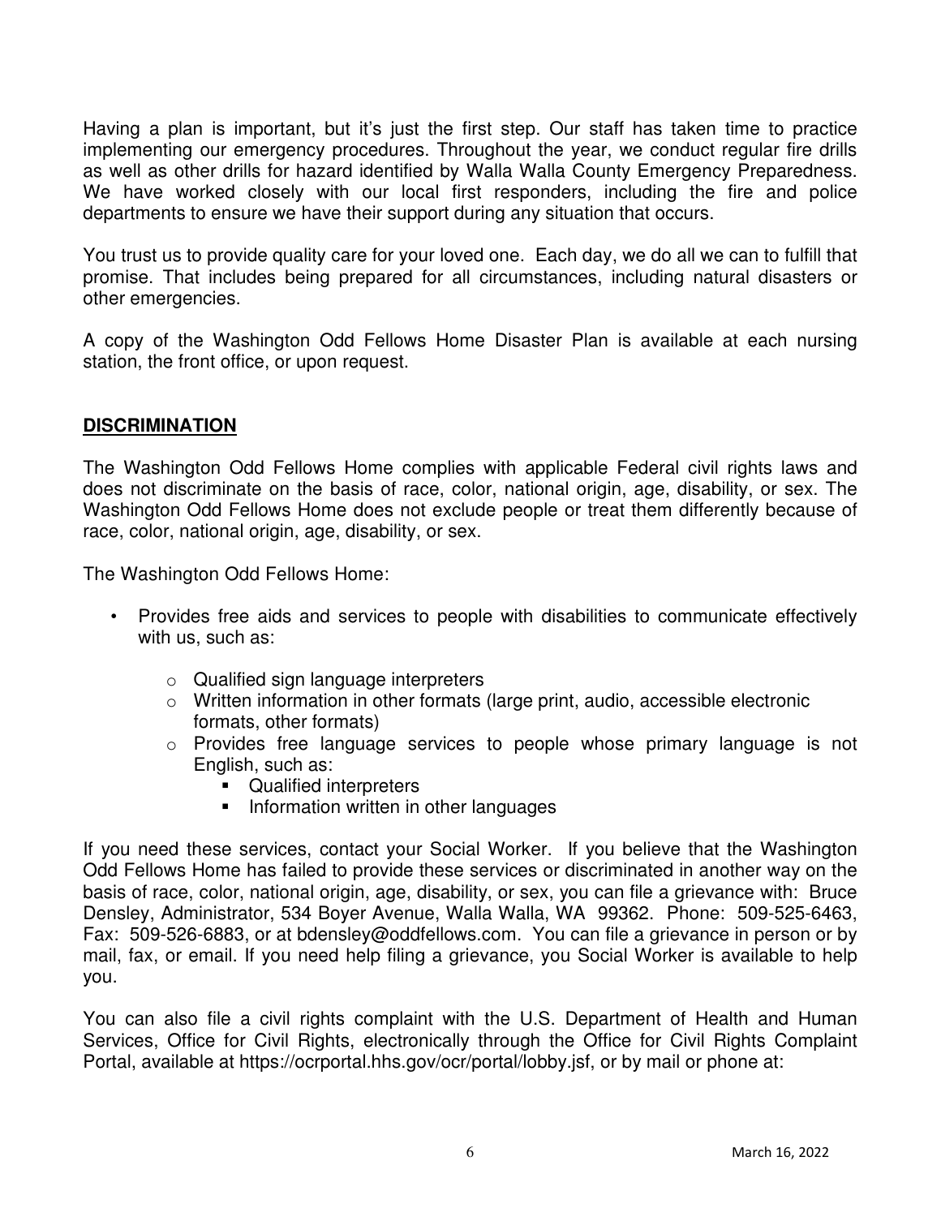Having a plan is important, but it's just the first step. Our staff has taken time to practice implementing our emergency procedures. Throughout the year, we conduct regular fire drills as well as other drills for hazard identified by Walla Walla County Emergency Preparedness. We have worked closely with our local first responders, including the fire and police departments to ensure we have their support during any situation that occurs.

You trust us to provide quality care for your loved one. Each day, we do all we can to fulfill that promise. That includes being prepared for all circumstances, including natural disasters or other emergencies.

A copy of the Washington Odd Fellows Home Disaster Plan is available at each nursing station, the front office, or upon request.

## **DISCRIMINATION**

The Washington Odd Fellows Home complies with applicable Federal civil rights laws and does not discriminate on the basis of race, color, national origin, age, disability, or sex. The Washington Odd Fellows Home does not exclude people or treat them differently because of race, color, national origin, age, disability, or sex.

The Washington Odd Fellows Home:

- Provides free aids and services to people with disabilities to communicate effectively with us, such as:
  - Qualified sign language interpreters
  - Written information in other formats (large print, audio, accessible electronic formats, other formats)
  - Provides free language services to people whose primary language is not English, such as:
    - Qualified interpreters
    - Information written in other languages

If you need these services, contact your Social Worker. If you believe that the Washington Odd Fellows Home has failed to provide these services or discriminated in another way on the basis of race, color, national origin, age, disability, or sex, you can file a grievance with: Bruce Densley, Administrator, 534 Boyer Avenue, Walla Walla, WA 99362. Phone: 509-525-6463, Fax: 509-526-6883, or at bdensley@oddfellows.com. You can file a grievance in person or by mail, fax, or email. If you need help filing a grievance, you Social Worker is available to help you.

You can also file a civil rights complaint with the U.S. Department of Health and Human Services, Office for Civil Rights, electronically through the Office for Civil Rights Complaint Portal, available at https://ocrportal.hhs.gov/ocr/portal/lobby.jsf, or by mail or phone at: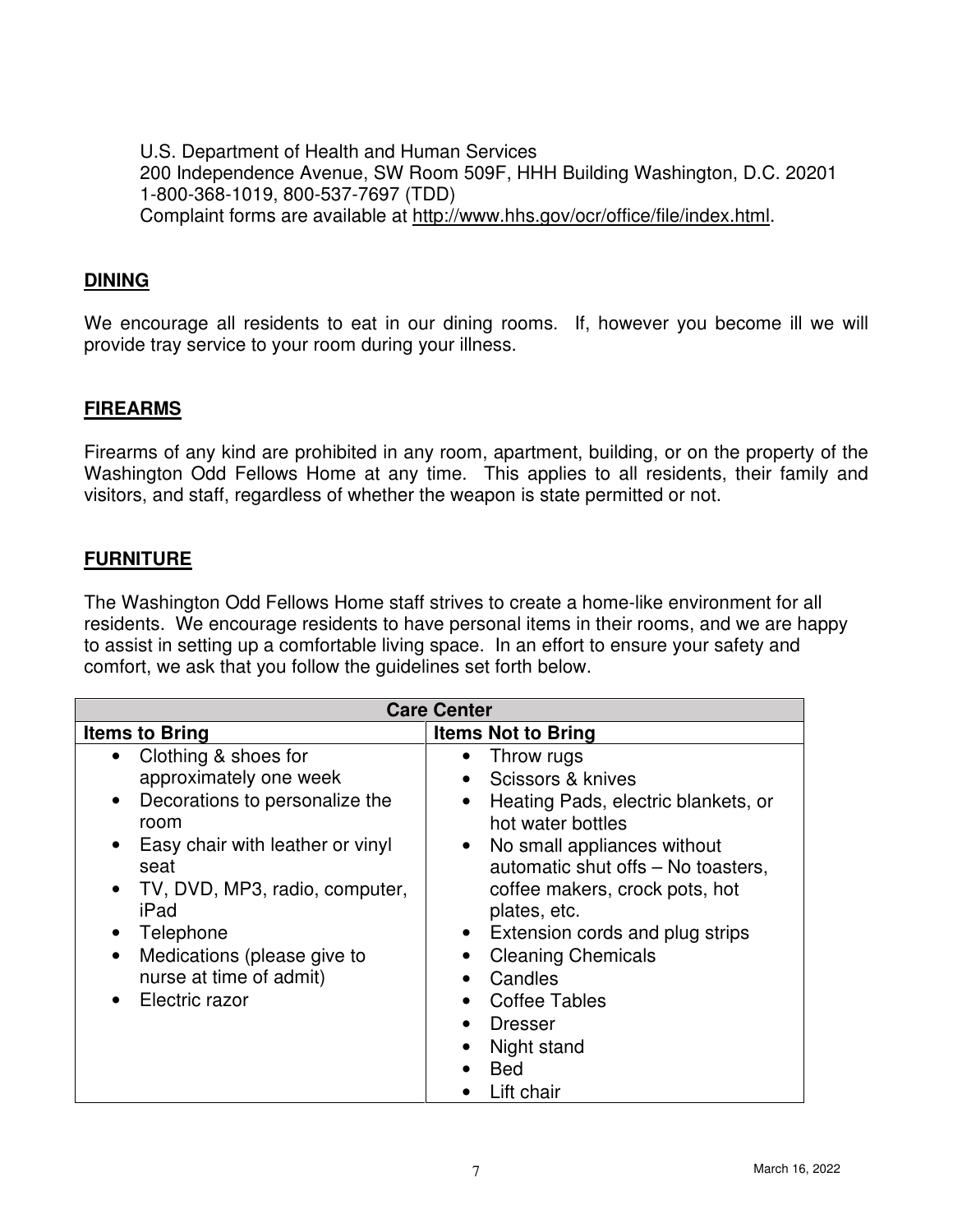U.S. Department of Health and Human Services
200 Independence Avenue, SW Room 509F, HHH Building Washington, D.C. 20201
1-800-368-1019, 800-537-7697 (TDD)
Complaint forms are available at http://www.hhs.gov/ocr/office/file/index.html.

## DINING

We encourage all residents to eat in our dining rooms. If, however you become ill we will provide tray service to your room during your illness.

## FIREARMS

Firearms of any kind are prohibited in any room, apartment, building, or on the property of the Washington Odd Fellows Home at any time. This applies to all residents, their family and visitors, and staff, regardless of whether the weapon is state permitted or not.

## FURNITURE

The Washington Odd Fellows Home staff strives to create a home-like environment for all residents. We encourage residents to have personal items in their rooms, and we are happy to assist in setting up a comfortable living space. In an effort to ensure your safety and comfort, we ask that you follow the guidelines set forth below.

| Care Center | |
|---|---|
| **Items to Bring** | **Items Not to Bring** |
| • Clothing & shoes for approximately one week<br>• Decorations to personalize the room<br>• Easy chair with leather or vinyl seat<br>• TV, DVD, MP3, radio, computer, iPad<br>• Telephone<br>• Medications (please give to nurse at time of admit)<br>• Electric razor | • Throw rugs<br>• Scissors & knives<br>• Heating Pads, electric blankets, or hot water bottles<br>• No small appliances without automatic shut offs – No toasters, coffee makers, crock pots, hot plates, etc.<br>• Extension cords and plug strips<br>• Cleaning Chemicals<br>• Candles<br>• Coffee Tables<br>• Dresser<br>• Night stand<br>• Bed<br>• Lift chair |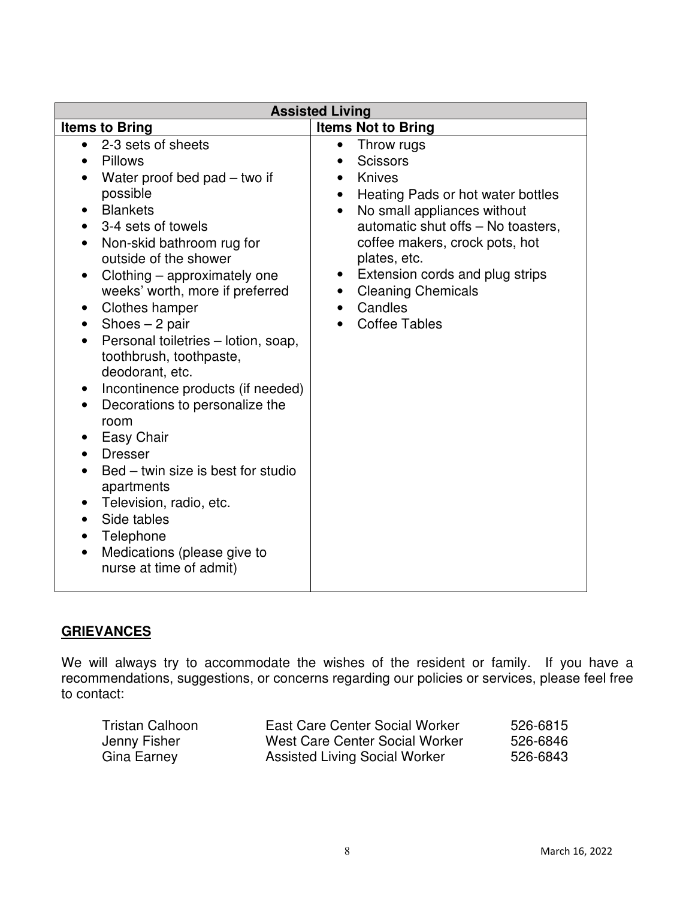<table>
<tr><th colspan="2">Assisted Living</th></tr>
<tr><th>Items to Bring</th><th>Items Not to Bring</th></tr>
<tr>
<td>
<ul>
<li>2-3 sets of sheets</li>
<li>Pillows</li>
<li>Water proof bed pad – two if possible</li>
<li>Blankets</li>
<li>3-4 sets of towels</li>
<li>Non-skid bathroom rug for outside of the shower</li>
<li>Clothing – approximately one weeks' worth, more if preferred</li>
<li>Clothes hamper</li>
<li>Shoes – 2 pair</li>
<li>Personal toiletries – lotion, soap, toothbrush, toothpaste, deodorant, etc.</li>
<li>Incontinence products (if needed)</li>
<li>Decorations to personalize the room</li>
<li>Easy Chair</li>
<li>Dresser</li>
<li>Bed – twin size is best for studio apartments</li>
<li>Television, radio, etc.</li>
<li>Side tables</li>
<li>Telephone</li>
<li>Medications (please give to nurse at time of admit)</li>
</ul>
</td>
<td>
<ul>
<li>Throw rugs</li>
<li>Scissors</li>
<li>Knives</li>
<li>Heating Pads or hot water bottles</li>
<li>No small appliances without automatic shut offs – No toasters, coffee makers, crock pots, hot plates, etc.</li>
<li>Extension cords and plug strips</li>
<li>Cleaning Chemicals</li>
<li>Candles</li>
<li>Coffee Tables</li>
</ul>
</td>
</tr>
</table>

## GRIEVANCES

We will always try to accommodate the wishes of the resident or family. If you have a recommendations, suggestions, or concerns regarding our policies or services, please feel free to contact:

| | | |
|---|---|---|
| Tristan Calhoon | East Care Center Social Worker | 526-6815 |
| Jenny Fisher | West Care Center Social Worker | 526-6846 |
| Gina Earney | Assisted Living Social Worker | 526-6843 |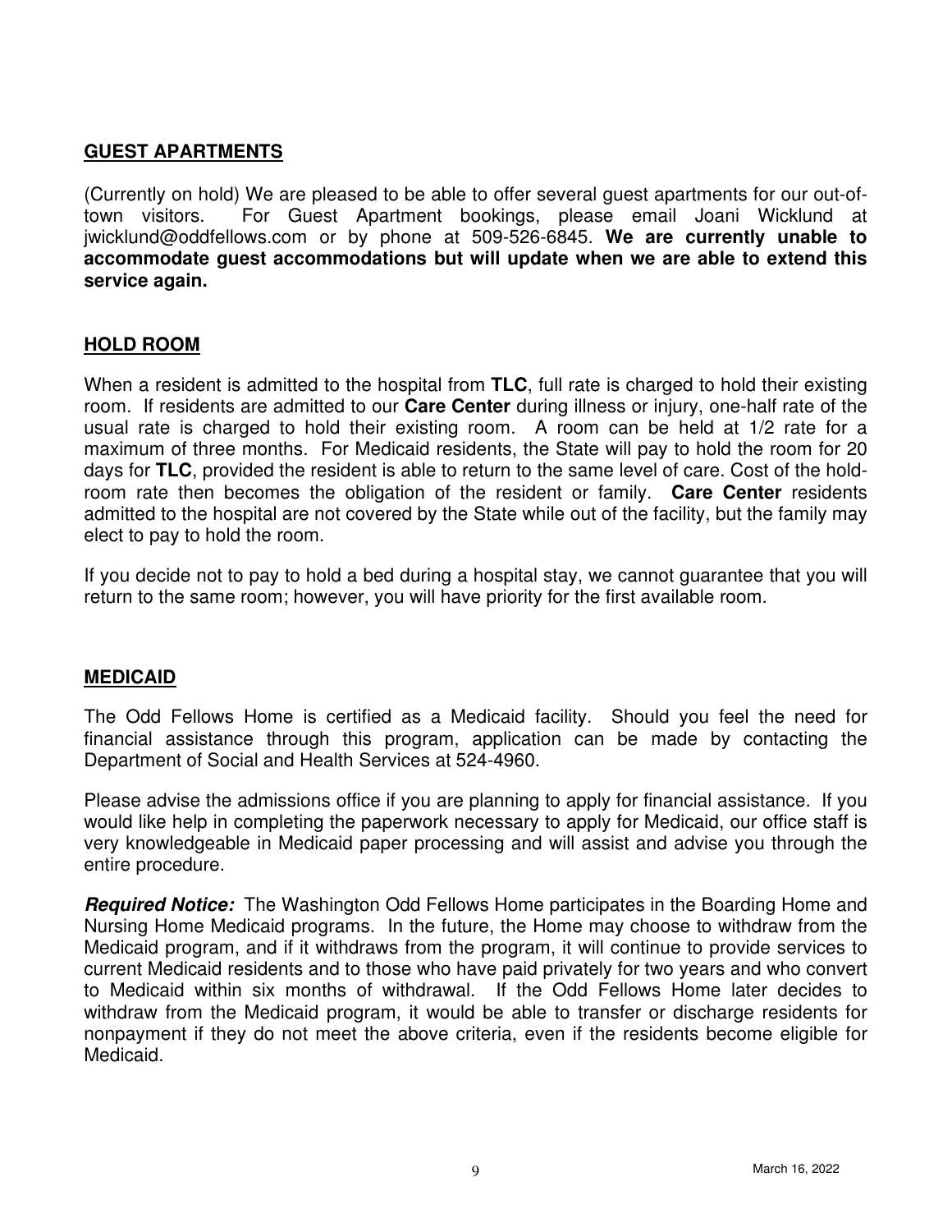## GUEST APARTMENTS

(Currently on hold) We are pleased to be able to offer several guest apartments for our out-of-town visitors. For Guest Apartment bookings, please email Joani Wicklund at jwicklund@oddfellows.com or by phone at 509-526-6845. **We are currently unable to accommodate guest accommodations but will update when we are able to extend this service again.**

## HOLD ROOM

When a resident is admitted to the hospital from **TLC**, full rate is charged to hold their existing room. If residents are admitted to our **Care Center** during illness or injury, one-half rate of the usual rate is charged to hold their existing room. A room can be held at 1/2 rate for a maximum of three months. For Medicaid residents, the State will pay to hold the room for 20 days for **TLC**, provided the resident is able to return to the same level of care. Cost of the hold-room rate then becomes the obligation of the resident or family. **Care Center** residents admitted to the hospital are not covered by the State while out of the facility, but the family may elect to pay to hold the room.

If you decide not to pay to hold a bed during a hospital stay, we cannot guarantee that you will return to the same room; however, you will have priority for the first available room.

## MEDICAID

The Odd Fellows Home is certified as a Medicaid facility. Should you feel the need for financial assistance through this program, application can be made by contacting the Department of Social and Health Services at 524-4960.

Please advise the admissions office if you are planning to apply for financial assistance. If you would like help in completing the paperwork necessary to apply for Medicaid, our office staff is very knowledgeable in Medicaid paper processing and will assist and advise you through the entire procedure.

***Required Notice:*** The Washington Odd Fellows Home participates in the Boarding Home and Nursing Home Medicaid programs. In the future, the Home may choose to withdraw from the Medicaid program, and if it withdraws from the program, it will continue to provide services to current Medicaid residents and to those who have paid privately for two years and who convert to Medicaid within six months of withdrawal. If the Odd Fellows Home later decides to withdraw from the Medicaid program, it would be able to transfer or discharge residents for nonpayment if they do not meet the above criteria, even if the residents become eligible for Medicaid.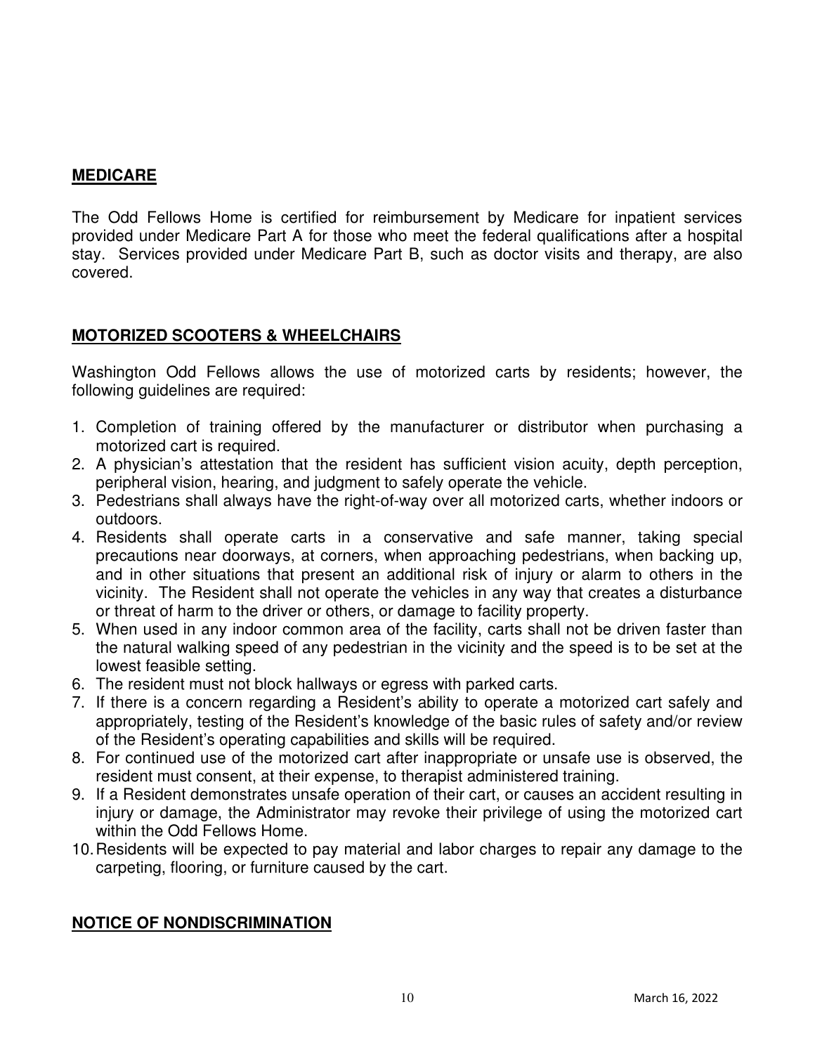## MEDICARE

The Odd Fellows Home is certified for reimbursement by Medicare for inpatient services provided under Medicare Part A for those who meet the federal qualifications after a hospital stay. Services provided under Medicare Part B, such as doctor visits and therapy, are also covered.

## MOTORIZED SCOOTERS & WHEELCHAIRS

Washington Odd Fellows allows the use of motorized carts by residents; however, the following guidelines are required:

1. Completion of training offered by the manufacturer or distributor when purchasing a motorized cart is required.
2. A physician's attestation that the resident has sufficient vision acuity, depth perception, peripheral vision, hearing, and judgment to safely operate the vehicle.
3. Pedestrians shall always have the right-of-way over all motorized carts, whether indoors or outdoors.
4. Residents shall operate carts in a conservative and safe manner, taking special precautions near doorways, at corners, when approaching pedestrians, when backing up, and in other situations that present an additional risk of injury or alarm to others in the vicinity. The Resident shall not operate the vehicles in any way that creates a disturbance or threat of harm to the driver or others, or damage to facility property.
5. When used in any indoor common area of the facility, carts shall not be driven faster than the natural walking speed of any pedestrian in the vicinity and the speed is to be set at the lowest feasible setting.
6. The resident must not block hallways or egress with parked carts.
7. If there is a concern regarding a Resident's ability to operate a motorized cart safely and appropriately, testing of the Resident's knowledge of the basic rules of safety and/or review of the Resident's operating capabilities and skills will be required.
8. For continued use of the motorized cart after inappropriate or unsafe use is observed, the resident must consent, at their expense, to therapist administered training.
9. If a Resident demonstrates unsafe operation of their cart, or causes an accident resulting in injury or damage, the Administrator may revoke their privilege of using the motorized cart within the Odd Fellows Home.
10. Residents will be expected to pay material and labor charges to repair any damage to the carpeting, flooring, or furniture caused by the cart.

## NOTICE OF NONDISCRIMINATION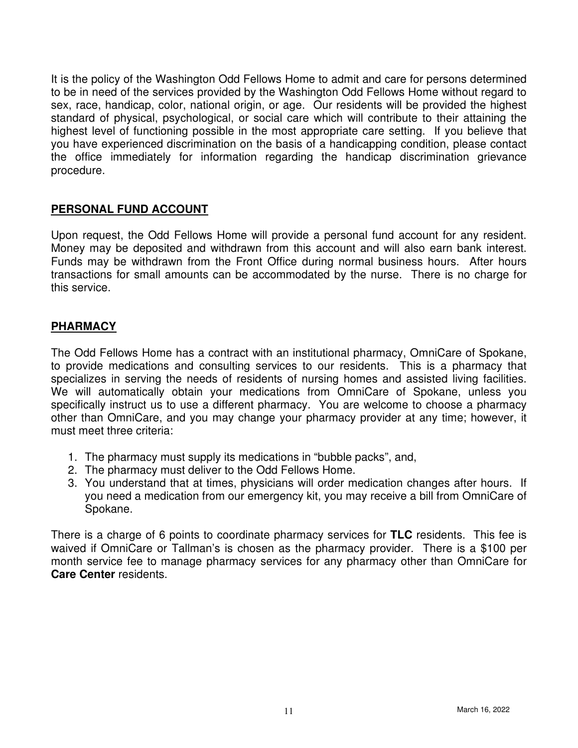It is the policy of the Washington Odd Fellows Home to admit and care for persons determined to be in need of the services provided by the Washington Odd Fellows Home without regard to sex, race, handicap, color, national origin, or age. Our residents will be provided the highest standard of physical, psychological, or social care which will contribute to their attaining the highest level of functioning possible in the most appropriate care setting. If you believe that you have experienced discrimination on the basis of a handicapping condition, please contact the office immediately for information regarding the handicap discrimination grievance procedure.

## PERSONAL FUND ACCOUNT

Upon request, the Odd Fellows Home will provide a personal fund account for any resident. Money may be deposited and withdrawn from this account and will also earn bank interest. Funds may be withdrawn from the Front Office during normal business hours. After hours transactions for small amounts can be accommodated by the nurse. There is no charge for this service.

## PHARMACY

The Odd Fellows Home has a contract with an institutional pharmacy, OmniCare of Spokane, to provide medications and consulting services to our residents. This is a pharmacy that specializes in serving the needs of residents of nursing homes and assisted living facilities. We will automatically obtain your medications from OmniCare of Spokane, unless you specifically instruct us to use a different pharmacy. You are welcome to choose a pharmacy other than OmniCare, and you may change your pharmacy provider at any time; however, it must meet three criteria:

1. The pharmacy must supply its medications in “bubble packs”, and,
2. The pharmacy must deliver to the Odd Fellows Home.
3. You understand that at times, physicians will order medication changes after hours. If you need a medication from our emergency kit, you may receive a bill from OmniCare of Spokane.

There is a charge of 6 points to coordinate pharmacy services for **TLC** residents. This fee is waived if OmniCare or Tallman’s is chosen as the pharmacy provider. There is a $100 per month service fee to manage pharmacy services for any pharmacy other than OmniCare for **Care Center** residents.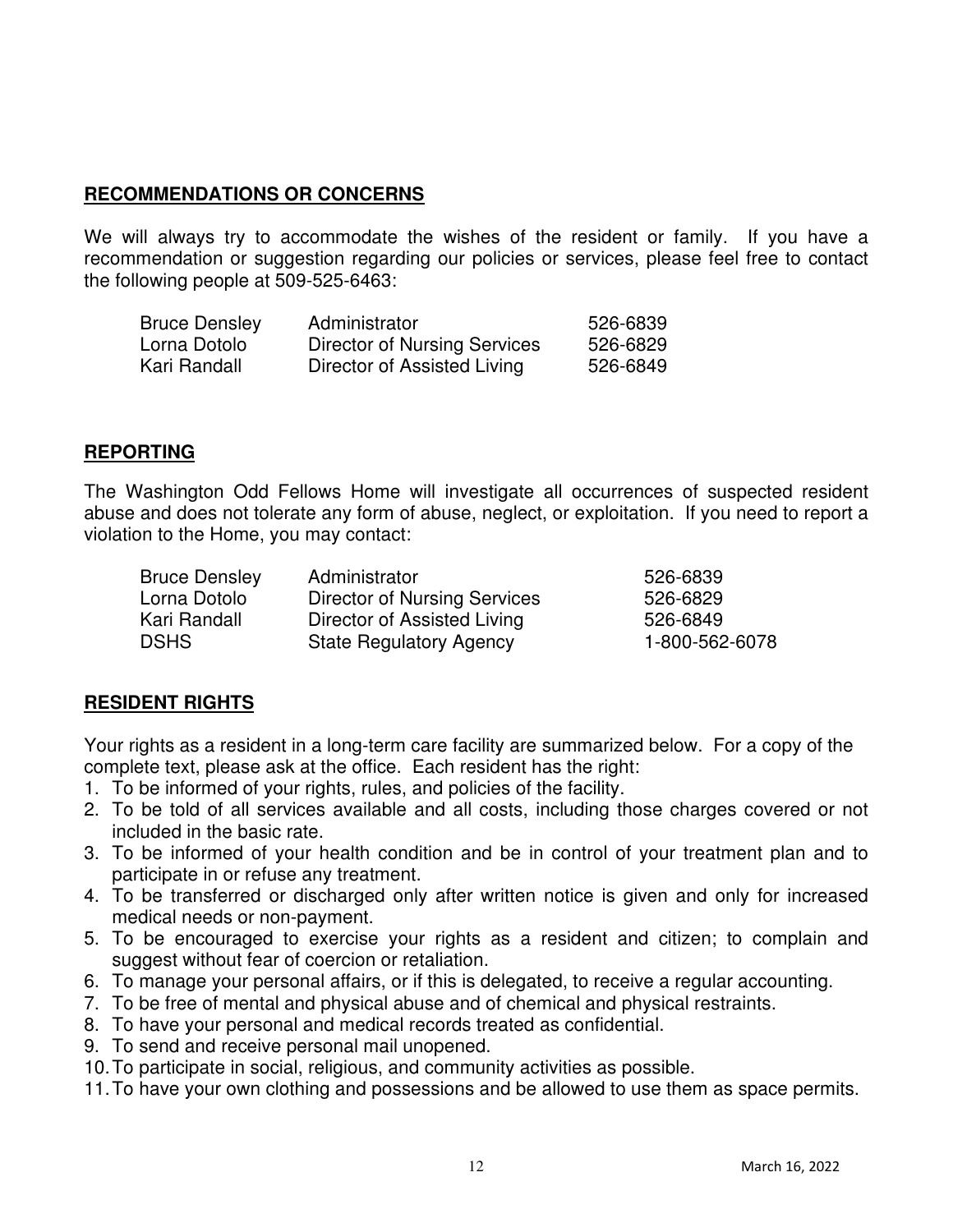## RECOMMENDATIONS OR CONCERNS

We will always try to accommodate the wishes of the resident or family. If you have a recommendation or suggestion regarding our policies or services, please feel free to contact the following people at 509-525-6463:

| | | |
|---|---|---|
| Bruce Densley | Administrator | 526-6839 |
| Lorna Dotolo | Director of Nursing Services | 526-6829 |
| Kari Randall | Director of Assisted Living | 526-6849 |

## REPORTING

The Washington Odd Fellows Home will investigate all occurrences of suspected resident abuse and does not tolerate any form of abuse, neglect, or exploitation. If you need to report a violation to the Home, you may contact:

| | | |
|---|---|---|
| Bruce Densley | Administrator | 526-6839 |
| Lorna Dotolo | Director of Nursing Services | 526-6829 |
| Kari Randall | Director of Assisted Living | 526-6849 |
| DSHS | State Regulatory Agency | 1-800-562-6078 |

## RESIDENT RIGHTS

Your rights as a resident in a long-term care facility are summarized below. For a copy of the complete text, please ask at the office. Each resident has the right:

1. To be informed of your rights, rules, and policies of the facility.
2. To be told of all services available and all costs, including those charges covered or not included in the basic rate.
3. To be informed of your health condition and be in control of your treatment plan and to participate in or refuse any treatment.
4. To be transferred or discharged only after written notice is given and only for increased medical needs or non-payment.
5. To be encouraged to exercise your rights as a resident and citizen; to complain and suggest without fear of coercion or retaliation.
6. To manage your personal affairs, or if this is delegated, to receive a regular accounting.
7. To be free of mental and physical abuse and of chemical and physical restraints.
8. To have your personal and medical records treated as confidential.
9. To send and receive personal mail unopened.
10. To participate in social, religious, and community activities as possible.
11. To have your own clothing and possessions and be allowed to use them as space permits.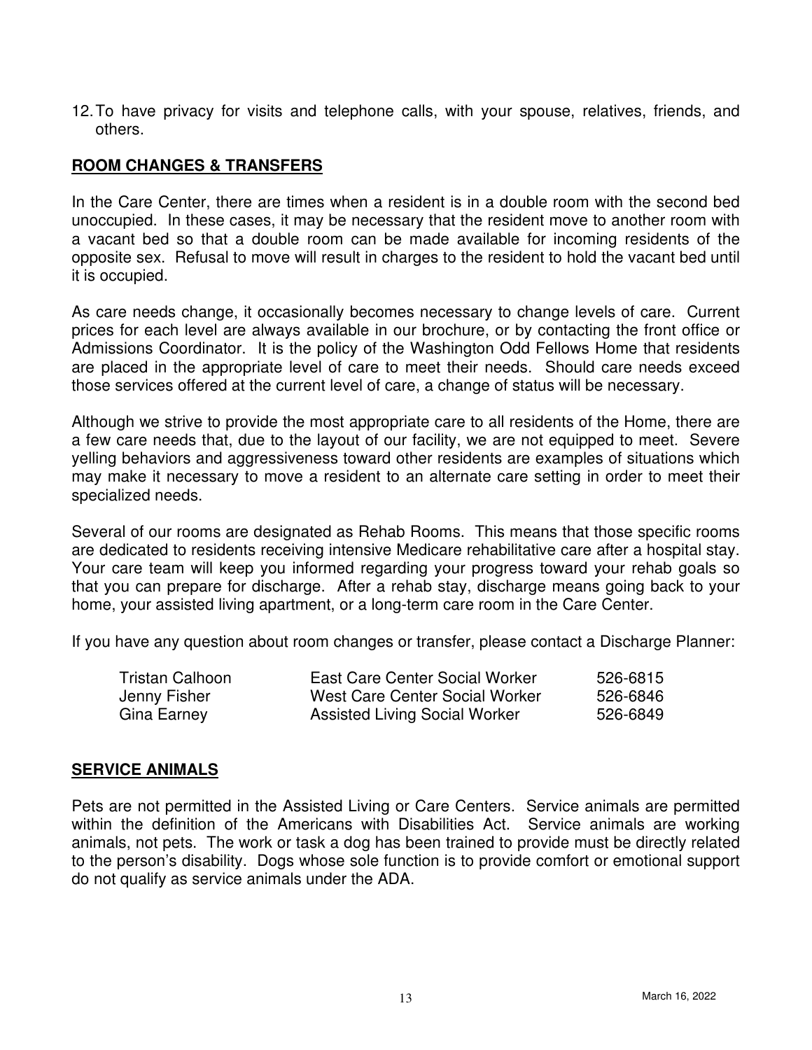12. To have privacy for visits and telephone calls, with your spouse, relatives, friends, and others.

## ROOM CHANGES & TRANSFERS

In the Care Center, there are times when a resident is in a double room with the second bed unoccupied. In these cases, it may be necessary that the resident move to another room with a vacant bed so that a double room can be made available for incoming residents of the opposite sex. Refusal to move will result in charges to the resident to hold the vacant bed until it is occupied.

As care needs change, it occasionally becomes necessary to change levels of care. Current prices for each level are always available in our brochure, or by contacting the front office or Admissions Coordinator. It is the policy of the Washington Odd Fellows Home that residents are placed in the appropriate level of care to meet their needs. Should care needs exceed those services offered at the current level of care, a change of status will be necessary.

Although we strive to provide the most appropriate care to all residents of the Home, there are a few care needs that, due to the layout of our facility, we are not equipped to meet. Severe yelling behaviors and aggressiveness toward other residents are examples of situations which may make it necessary to move a resident to an alternate care setting in order to meet their specialized needs.

Several of our rooms are designated as Rehab Rooms. This means that those specific rooms are dedicated to residents receiving intensive Medicare rehabilitative care after a hospital stay. Your care team will keep you informed regarding your progress toward your rehab goals so that you can prepare for discharge. After a rehab stay, discharge means going back to your home, your assisted living apartment, or a long-term care room in the Care Center.

If you have any question about room changes or transfer, please contact a Discharge Planner:

| | | |
|---|---|---|
| Tristan Calhoon | East Care Center Social Worker | 526-6815 |
| Jenny Fisher | West Care Center Social Worker | 526-6846 |
| Gina Earney | Assisted Living Social Worker | 526-6849 |

## SERVICE ANIMALS

Pets are not permitted in the Assisted Living or Care Centers. Service animals are permitted within the definition of the Americans with Disabilities Act. Service animals are working animals, not pets. The work or task a dog has been trained to provide must be directly related to the person's disability. Dogs whose sole function is to provide comfort or emotional support do not qualify as service animals under the ADA.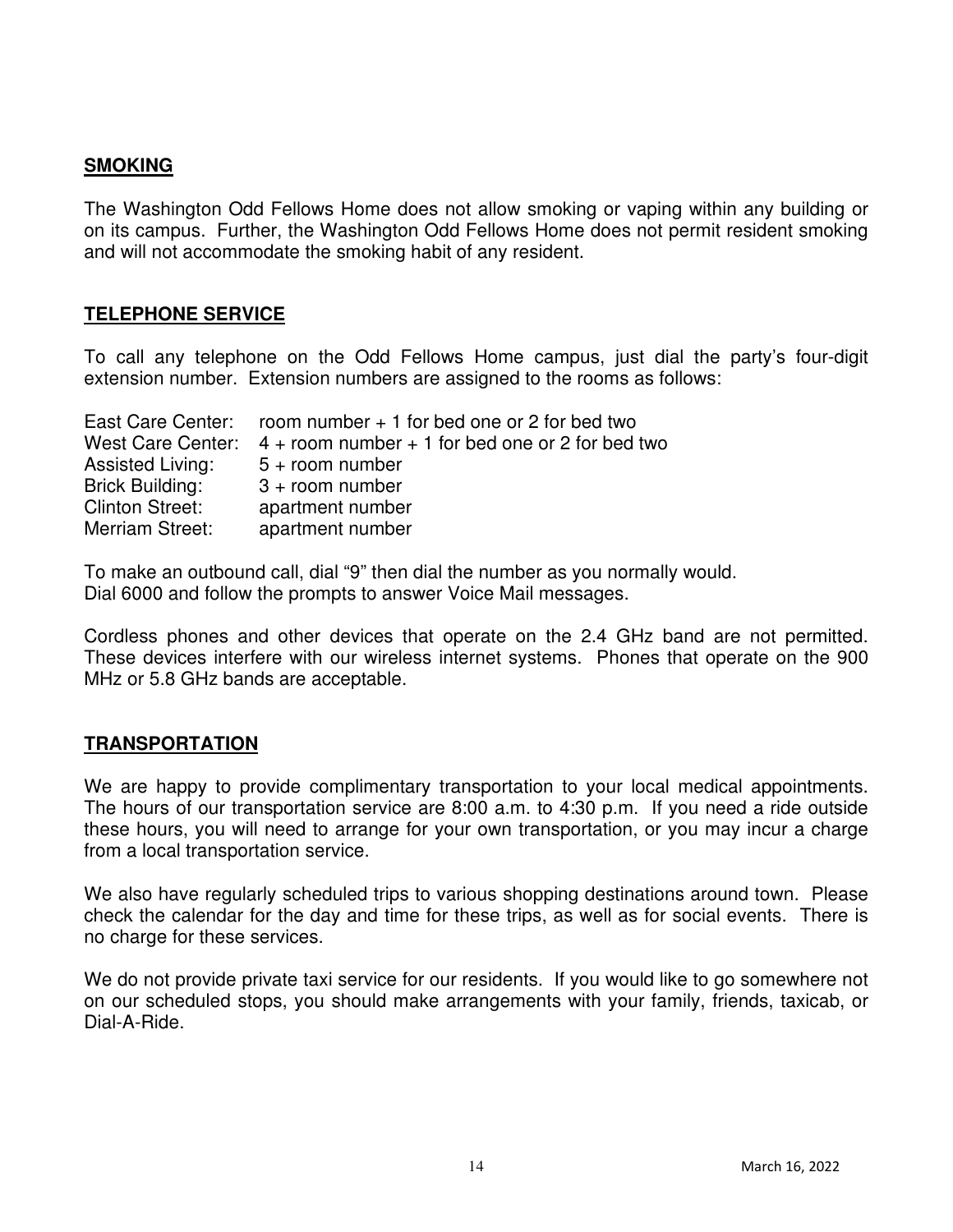## SMOKING

The Washington Odd Fellows Home does not allow smoking or vaping within any building or on its campus. Further, the Washington Odd Fellows Home does not permit resident smoking and will not accommodate the smoking habit of any resident.

## TELEPHONE SERVICE

To call any telephone on the Odd Fellows Home campus, just dial the party's four-digit extension number. Extension numbers are assigned to the rooms as follows:

| | |
|---|---|
| East Care Center: | room number + 1 for bed one or 2 for bed two |
| West Care Center: | 4 + room number + 1 for bed one or 2 for bed two |
| Assisted Living: | 5 + room number |
| Brick Building: | 3 + room number |
| Clinton Street: | apartment number |
| Merriam Street: | apartment number |

To make an outbound call, dial "9" then dial the number as you normally would.
Dial 6000 and follow the prompts to answer Voice Mail messages.

Cordless phones and other devices that operate on the 2.4 GHz band are not permitted. These devices interfere with our wireless internet systems. Phones that operate on the 900 MHz or 5.8 GHz bands are acceptable.

## TRANSPORTATION

We are happy to provide complimentary transportation to your local medical appointments. The hours of our transportation service are 8:00 a.m. to 4:30 p.m. If you need a ride outside these hours, you will need to arrange for your own transportation, or you may incur a charge from a local transportation service.

We also have regularly scheduled trips to various shopping destinations around town. Please check the calendar for the day and time for these trips, as well as for social events. There is no charge for these services.

We do not provide private taxi service for our residents. If you would like to go somewhere not on our scheduled stops, you should make arrangements with your family, friends, taxicab, or Dial-A-Ride.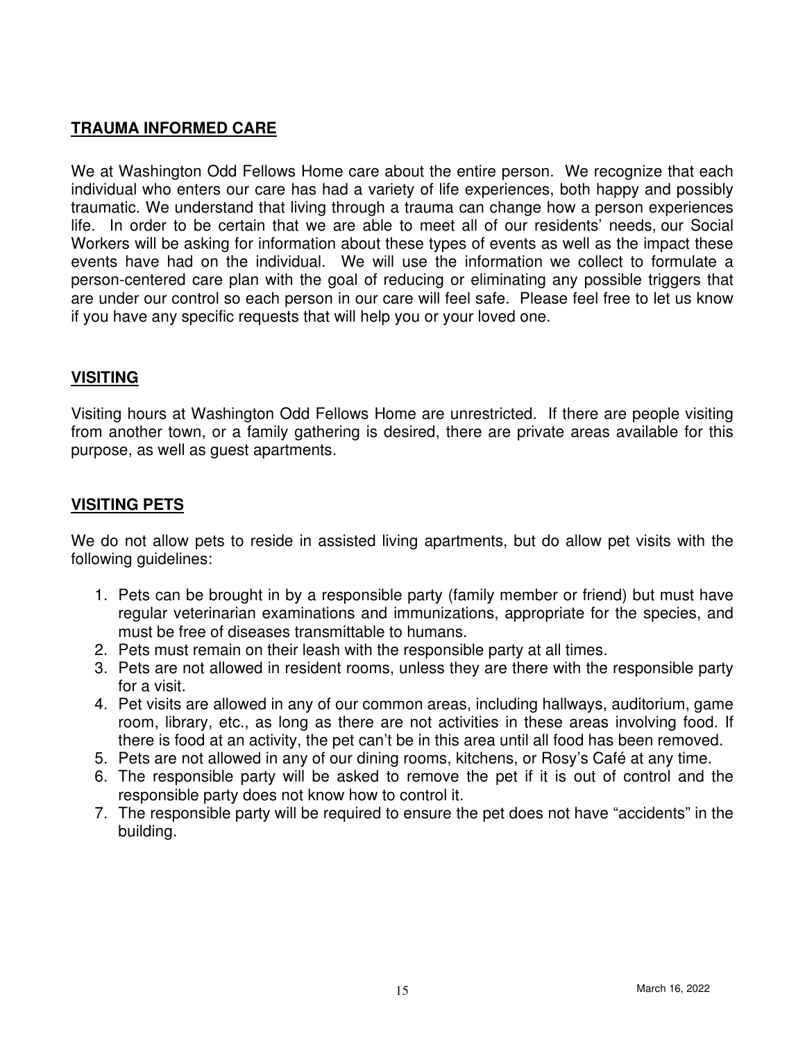## TRAUMA INFORMED CARE

We at Washington Odd Fellows Home care about the entire person. We recognize that each individual who enters our care has had a variety of life experiences, both happy and possibly traumatic. We understand that living through a trauma can change how a person experiences life. In order to be certain that we are able to meet all of our residents' needs, our Social Workers will be asking for information about these types of events as well as the impact these events have had on the individual. We will use the information we collect to formulate a person-centered care plan with the goal of reducing or eliminating any possible triggers that are under our control so each person in our care will feel safe. Please feel free to let us know if you have any specific requests that will help you or your loved one.

## VISITING

Visiting hours at Washington Odd Fellows Home are unrestricted. If there are people visiting from another town, or a family gathering is desired, there are private areas available for this purpose, as well as guest apartments.

## VISITING PETS

We do not allow pets to reside in assisted living apartments, but do allow pet visits with the following guidelines:

1. Pets can be brought in by a responsible party (family member or friend) but must have regular veterinarian examinations and immunizations, appropriate for the species, and must be free of diseases transmittable to humans.
2. Pets must remain on their leash with the responsible party at all times.
3. Pets are not allowed in resident rooms, unless they are there with the responsible party for a visit.
4. Pet visits are allowed in any of our common areas, including hallways, auditorium, game room, library, etc., as long as there are not activities in these areas involving food. If there is food at an activity, the pet can't be in this area until all food has been removed.
5. Pets are not allowed in any of our dining rooms, kitchens, or Rosy's Café at any time.
6. The responsible party will be asked to remove the pet if it is out of control and the responsible party does not know how to control it.
7. The responsible party will be required to ensure the pet does not have "accidents" in the building.